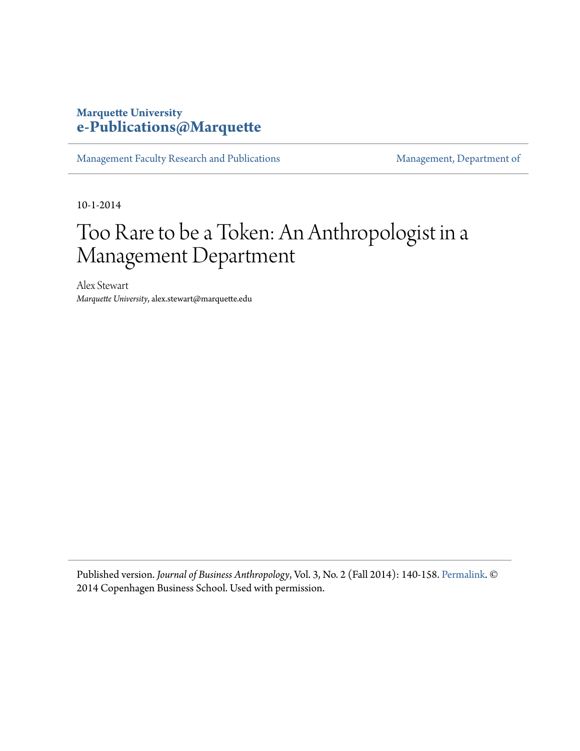**Marquette University**
**e-Publications@Marquette**

Management Faculty Research and Publications | Management, Department of

10-1-2014

# Too Rare to be a Token: An Anthropologist in a Management Department

Alex Stewart
*Marquette University*, alex.stewart@marquette.edu

Published version. *Journal of Business Anthropology*, Vol. 3, No. 2 (Fall 2014): 140-158. Permalink. © 2014 Copenhagen Business School. Used with permission.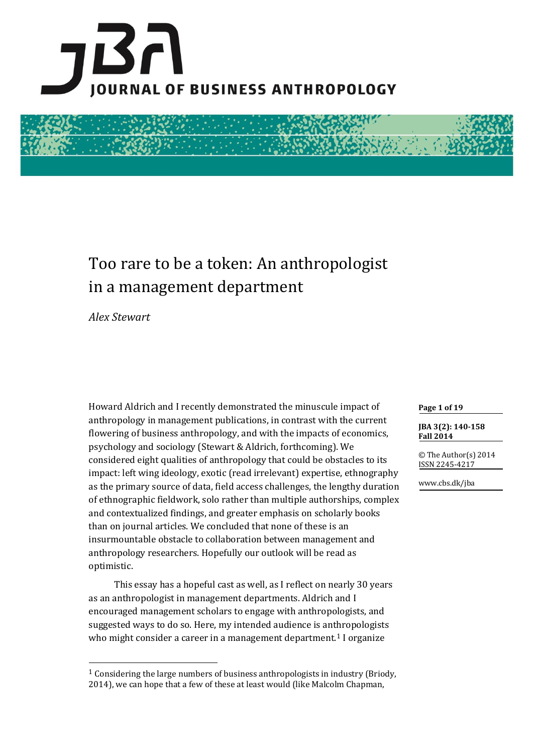# Too rare to be a token: An anthropologist in a management department

*Alex Stewart*

Howard Aldrich and I recently demonstrated the minuscule impact of anthropology in management publications, in contrast with the current flowering of business anthropology, and with the impacts of economics, psychology and sociology (Stewart & Aldrich, forthcoming). We considered eight qualities of anthropology that could be obstacles to its impact: left wing ideology, exotic (read irrelevant) expertise, ethnography as the primary source of data, field access challenges, the lengthy duration of ethnographic fieldwork, solo rather than multiple authorships, complex and contextualized findings, and greater emphasis on scholarly books than on journal articles. We concluded that none of these is an insurmountable obstacle to collaboration between management and anthropology researchers. Hopefully our outlook will be read as optimistic.

This essay has a hopeful cast as well, as I reflect on nearly 30 years as an anthropologist in management departments. Aldrich and I encouraged management scholars to engage with anthropologists, and suggested ways to do so. Here, my intended audience is anthropologists who might consider a career in a management department.[1] I organize

[1] Considering the large numbers of business anthropologists in industry (Briody, 2014), we can hope that a few of these at least would (like Malcolm Chapman,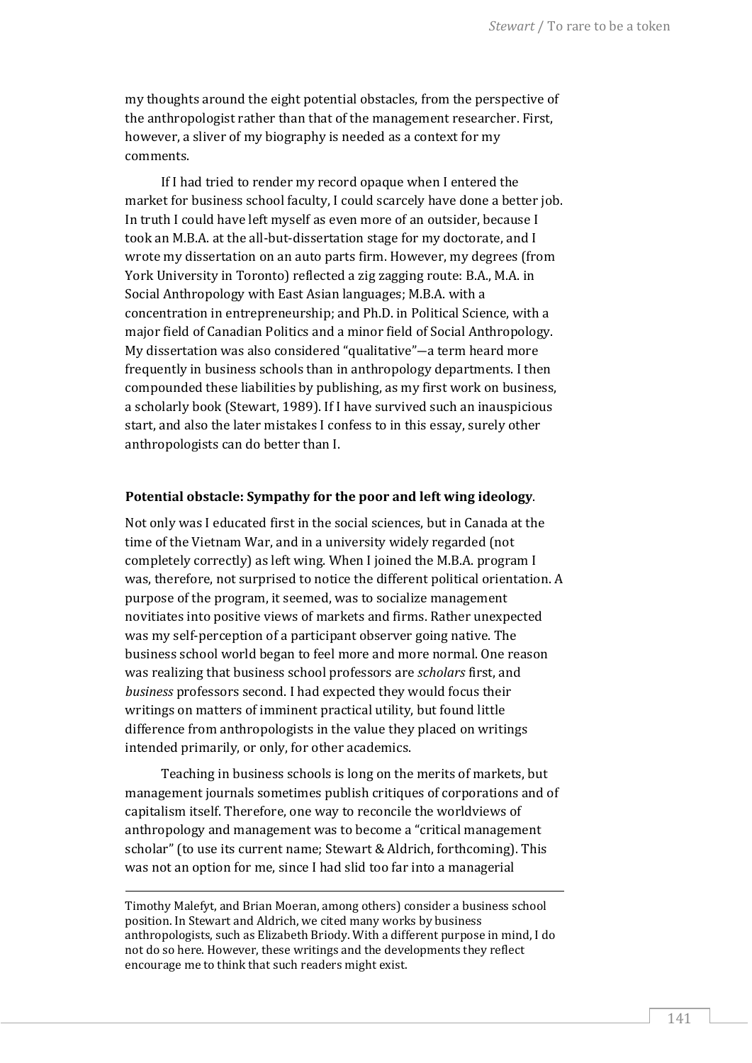my thoughts around the eight potential obstacles, from the perspective of the anthropologist rather than that of the management researcher. First, however, a sliver of my biography is needed as a context for my comments.

If I had tried to render my record opaque when I entered the market for business school faculty, I could scarcely have done a better job. In truth I could have left myself as even more of an outsider, because I took an M.B.A. at the all-but-dissertation stage for my doctorate, and I wrote my dissertation on an auto parts firm. However, my degrees (from York University in Toronto) reflected a zig zagging route: B.A., M.A. in Social Anthropology with East Asian languages; M.B.A. with a concentration in entrepreneurship; and Ph.D. in Political Science, with a major field of Canadian Politics and a minor field of Social Anthropology. My dissertation was also considered "qualitative"—a term heard more frequently in business schools than in anthropology departments. I then compounded these liabilities by publishing, as my first work on business, a scholarly book (Stewart, 1989). If I have survived such an inauspicious start, and also the later mistakes I confess to in this essay, surely other anthropologists can do better than I.

**Potential obstacle: Sympathy for the poor and left wing ideology**.

Not only was I educated first in the social sciences, but in Canada at the time of the Vietnam War, and in a university widely regarded (not completely correctly) as left wing. When I joined the M.B.A. program I was, therefore, not surprised to notice the different political orientation. A purpose of the program, it seemed, was to socialize management novitiates into positive views of markets and firms. Rather unexpected was my self-perception of a participant observer going native. The business school world began to feel more and more normal. One reason was realizing that business school professors are *scholars* first, and *business* professors second. I had expected they would focus their writings on matters of imminent practical utility, but found little difference from anthropologists in the value they placed on writings intended primarily, or only, for other academics.

Teaching in business schools is long on the merits of markets, but management journals sometimes publish critiques of corporations and of capitalism itself. Therefore, one way to reconcile the worldviews of anthropology and management was to become a "critical management scholar" (to use its current name; Stewart & Aldrich, forthcoming). This was not an option for me, since I had slid too far into a managerial

---

Timothy Malefyt, and Brian Moeran, among others) consider a business school position. In Stewart and Aldrich, we cited many works by business anthropologists, such as Elizabeth Briody. With a different purpose in mind, I do not do so here. However, these writings and the developments they reflect encourage me to think that such readers might exist.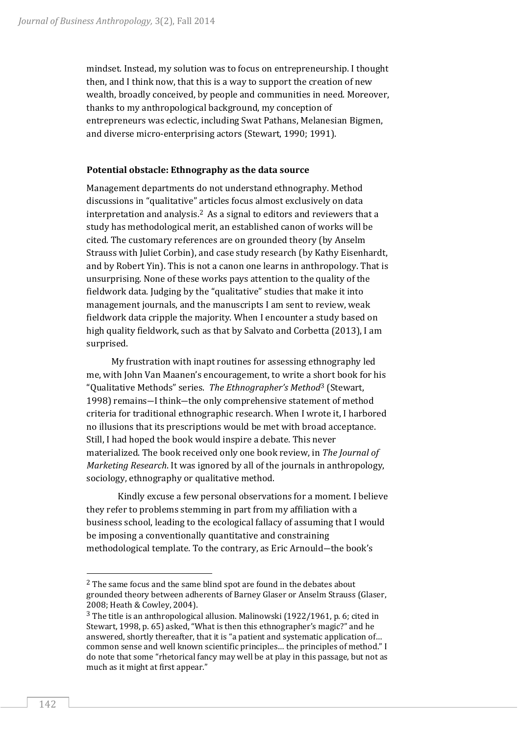mindset. Instead, my solution was to focus on entrepreneurship. I thought then, and I think now, that this is a way to support the creation of new wealth, broadly conceived, by people and communities in need. Moreover, thanks to my anthropological background, my conception of entrepreneurs was eclectic, including Swat Pathans, Melanesian Bigmen, and diverse micro-enterprising actors (Stewart, 1990; 1991).

## Potential obstacle: Ethnography as the data source

Management departments do not understand ethnography. Method discussions in "qualitative" articles focus almost exclusively on data interpretation and analysis.[2] As a signal to editors and reviewers that a study has methodological merit, an established canon of works will be cited. The customary references are on grounded theory (by Anselm Strauss with Juliet Corbin), and case study research (by Kathy Eisenhardt, and by Robert Yin). This is not a canon one learns in anthropology. That is unsurprising. None of these works pays attention to the quality of the fieldwork data. Judging by the "qualitative" studies that make it into management journals, and the manuscripts I am sent to review, weak fieldwork data cripple the majority. When I encounter a study based on high quality fieldwork, such as that by Salvato and Corbetta (2013), I am surprised.

My frustration with inapt routines for assessing ethnography led me, with John Van Maanen's encouragement, to write a short book for his "Qualitative Methods" series. *The Ethnographer's Method*[3] (Stewart, 1998) remains—I think—the only comprehensive statement of method criteria for traditional ethnographic research. When I wrote it, I harbored no illusions that its prescriptions would be met with broad acceptance. Still, I had hoped the book would inspire a debate. This never materialized. The book received only one book review, in *The Journal of Marketing Research*. It was ignored by all of the journals in anthropology, sociology, ethnography or qualitative method.

Kindly excuse a few personal observations for a moment. I believe they refer to problems stemming in part from my affiliation with a business school, leading to the ecological fallacy of assuming that I would be imposing a conventionally quantitative and constraining methodological template. To the contrary, as Eric Arnould—the book's

---

[2] The same focus and the same blind spot are found in the debates about grounded theory between adherents of Barney Glaser or Anselm Strauss (Glaser, 2008; Heath & Cowley, 2004).

[3] The title is an anthropological allusion. Malinowski (1922/1961, p. 6; cited in Stewart, 1998, p. 65) asked, "What is then this ethnographer's magic?" and he answered, shortly thereafter, that it is "a patient and systematic application of… common sense and well known scientific principles… the principles of method." I do note that some "rhetorical fancy may well be at play in this passage, but not as much as it might at first appear."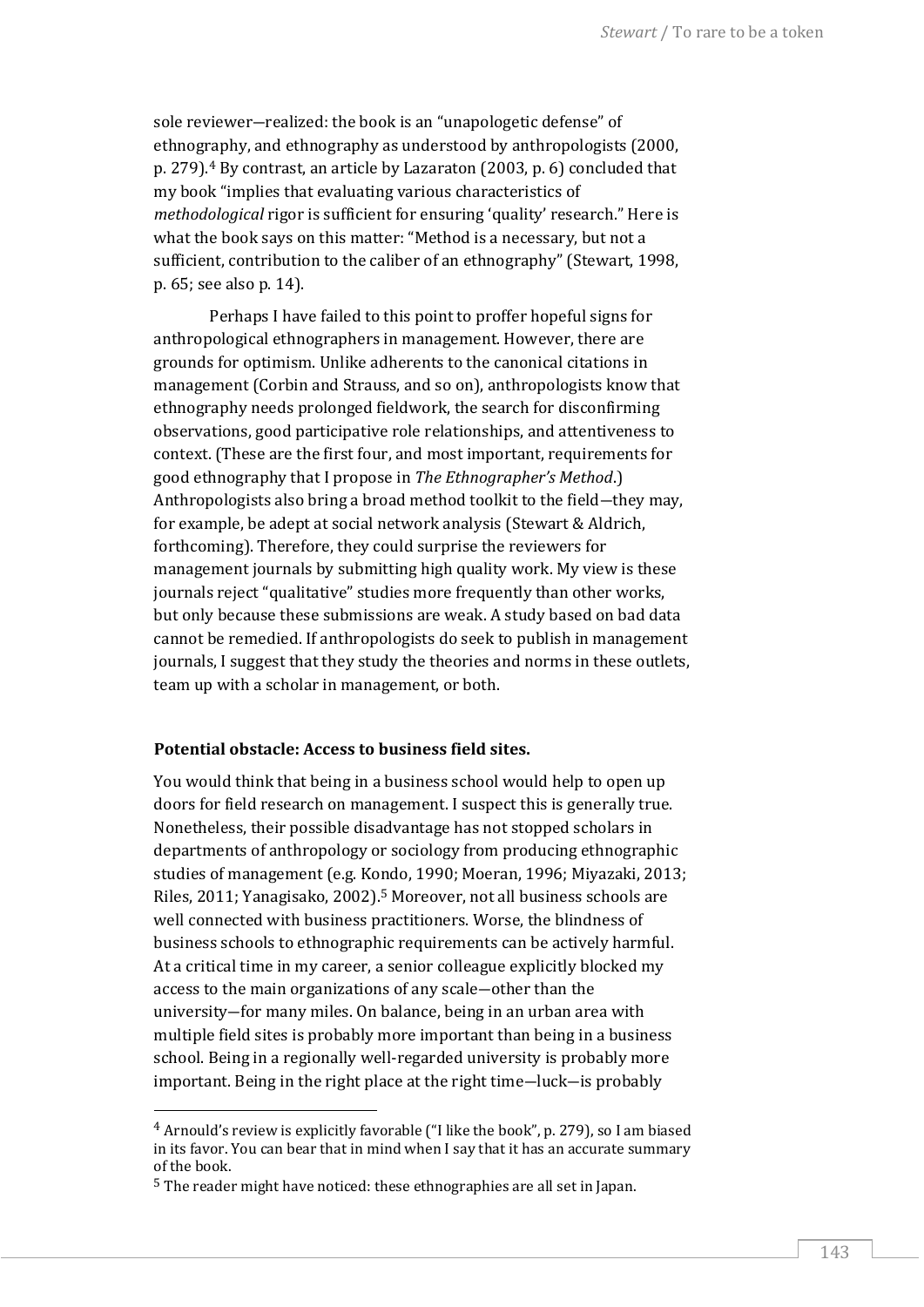sole reviewer—realized: the book is an "unapologetic defense" of ethnography, and ethnography as understood by anthropologists (2000, p. 279).[4] By contrast, an article by Lazaraton (2003, p. 6) concluded that my book "implies that evaluating various characteristics of *methodological* rigor is sufficient for ensuring 'quality' research." Here is what the book says on this matter: "Method is a necessary, but not a sufficient, contribution to the caliber of an ethnography" (Stewart, 1998, p. 65; see also p. 14).

Perhaps I have failed to this point to proffer hopeful signs for anthropological ethnographers in management. However, there are grounds for optimism. Unlike adherents to the canonical citations in management (Corbin and Strauss, and so on), anthropologists know that ethnography needs prolonged fieldwork, the search for disconfirming observations, good participative role relationships, and attentiveness to context. (These are the first four, and most important, requirements for good ethnography that I propose in *The Ethnographer's Method*.) Anthropologists also bring a broad method toolkit to the field—they may, for example, be adept at social network analysis (Stewart & Aldrich, forthcoming). Therefore, they could surprise the reviewers for management journals by submitting high quality work. My view is these journals reject "qualitative" studies more frequently than other works, but only because these submissions are weak. A study based on bad data cannot be remedied. If anthropologists do seek to publish in management journals, I suggest that they study the theories and norms in these outlets, team up with a scholar in management, or both.

**Potential obstacle: Access to business field sites.**

You would think that being in a business school would help to open up doors for field research on management. I suspect this is generally true. Nonetheless, their possible disadvantage has not stopped scholars in departments of anthropology or sociology from producing ethnographic studies of management (e.g. Kondo, 1990; Moeran, 1996; Miyazaki, 2013; Riles, 2011; Yanagisako, 2002).[5] Moreover, not all business schools are well connected with business practitioners. Worse, the blindness of business schools to ethnographic requirements can be actively harmful. At a critical time in my career, a senior colleague explicitly blocked my access to the main organizations of any scale—other than the university—for many miles. On balance, being in an urban area with multiple field sites is probably more important than being in a business school. Being in a regionally well-regarded university is probably more important. Being in the right place at the right time—luck—is probably

[4] Arnould's review is explicitly favorable ("I like the book", p. 279), so I am biased in its favor. You can bear that in mind when I say that it has an accurate summary of the book.

[5] The reader might have noticed: these ethnographies are all set in Japan.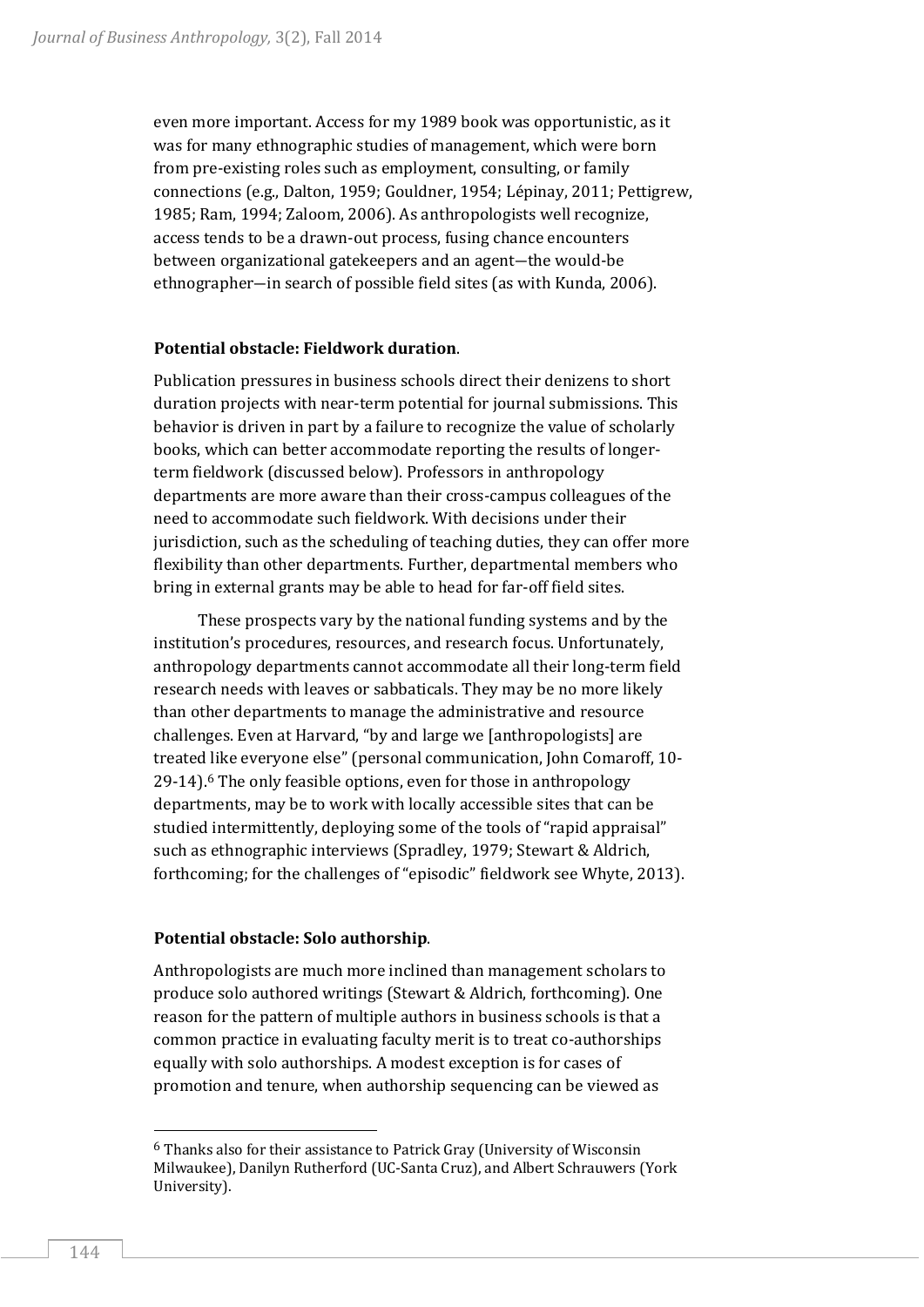even more important. Access for my 1989 book was opportunistic, as it was for many ethnographic studies of management, which were born from pre-existing roles such as employment, consulting, or family connections (e.g., Dalton, 1959; Gouldner, 1954; Lépinay, 2011; Pettigrew, 1985; Ram, 1994; Zaloom, 2006). As anthropologists well recognize, access tends to be a drawn-out process, fusing chance encounters between organizational gatekeepers and an agent—the would-be ethnographer—in search of possible field sites (as with Kunda, 2006).

**Potential obstacle: Fieldwork duration**.

Publication pressures in business schools direct their denizens to short duration projects with near-term potential for journal submissions. This behavior is driven in part by a failure to recognize the value of scholarly books, which can better accommodate reporting the results of longer-term fieldwork (discussed below). Professors in anthropology departments are more aware than their cross-campus colleagues of the need to accommodate such fieldwork. With decisions under their jurisdiction, such as the scheduling of teaching duties, they can offer more flexibility than other departments. Further, departmental members who bring in external grants may be able to head for far-off field sites.

These prospects vary by the national funding systems and by the institution's procedures, resources, and research focus. Unfortunately, anthropology departments cannot accommodate all their long-term field research needs with leaves or sabbaticals. They may be no more likely than other departments to manage the administrative and resource challenges. Even at Harvard, "by and large we [anthropologists] are treated like everyone else" (personal communication, John Comaroff, 10-29-14).[6] The only feasible options, even for those in anthropology departments, may be to work with locally accessible sites that can be studied intermittently, deploying some of the tools of "rapid appraisal" such as ethnographic interviews (Spradley, 1979; Stewart & Aldrich, forthcoming; for the challenges of "episodic" fieldwork see Whyte, 2013).

**Potential obstacle: Solo authorship**.

Anthropologists are much more inclined than management scholars to produce solo authored writings (Stewart & Aldrich, forthcoming). One reason for the pattern of multiple authors in business schools is that a common practice in evaluating faculty merit is to treat co-authorships equally with solo authorships. A modest exception is for cases of promotion and tenure, when authorship sequencing can be viewed as

[6] Thanks also for their assistance to Patrick Gray (University of Wisconsin Milwaukee), Danilyn Rutherford (UC-Santa Cruz), and Albert Schrauwers (York University).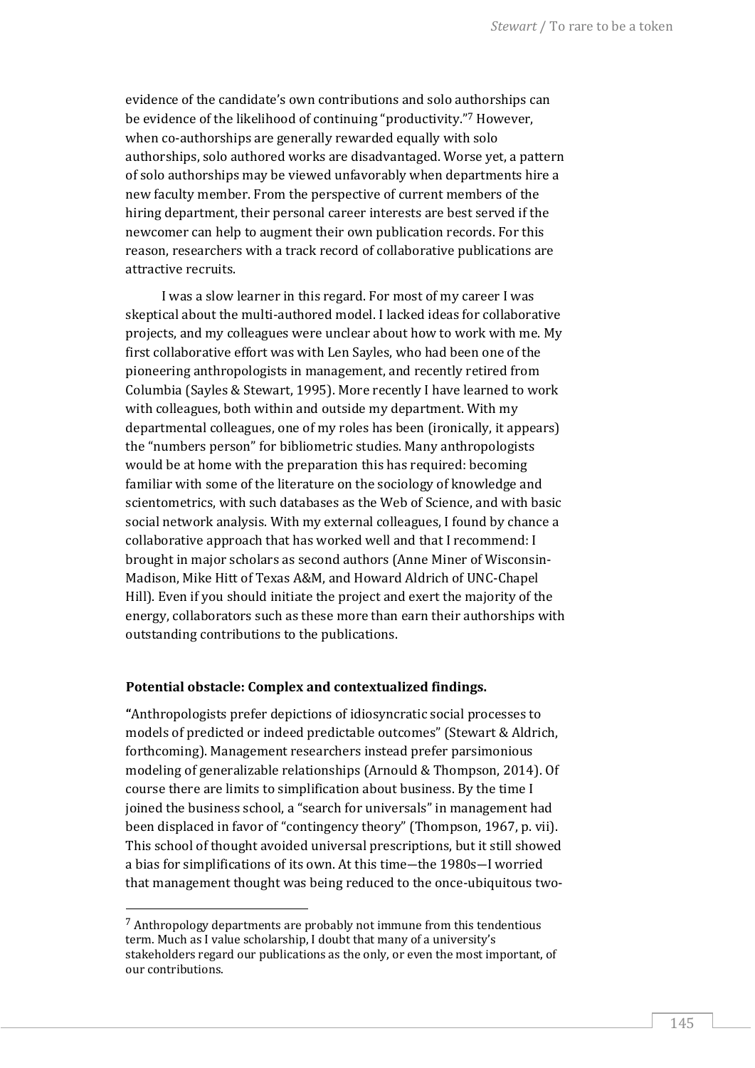evidence of the candidate's own contributions and solo authorships can be evidence of the likelihood of continuing "productivity."[7] However, when co-authorships are generally rewarded equally with solo authorships, solo authored works are disadvantaged. Worse yet, a pattern of solo authorships may be viewed unfavorably when departments hire a new faculty member. From the perspective of current members of the hiring department, their personal career interests are best served if the newcomer can help to augment their own publication records. For this reason, researchers with a track record of collaborative publications are attractive recruits.

I was a slow learner in this regard. For most of my career I was skeptical about the multi-authored model. I lacked ideas for collaborative projects, and my colleagues were unclear about how to work with me. My first collaborative effort was with Len Sayles, who had been one of the pioneering anthropologists in management, and recently retired from Columbia (Sayles & Stewart, 1995). More recently I have learned to work with colleagues, both within and outside my department. With my departmental colleagues, one of my roles has been (ironically, it appears) the "numbers person" for bibliometric studies. Many anthropologists would be at home with the preparation this has required: becoming familiar with some of the literature on the sociology of knowledge and scientometrics, with such databases as the Web of Science, and with basic social network analysis. With my external colleagues, I found by chance a collaborative approach that has worked well and that I recommend: I brought in major scholars as second authors (Anne Miner of Wisconsin-Madison, Mike Hitt of Texas A&M, and Howard Aldrich of UNC-Chapel Hill). Even if you should initiate the project and exert the majority of the energy, collaborators such as these more than earn their authorships with outstanding contributions to the publications.

**Potential obstacle: Complex and contextualized findings.**

"Anthropologists prefer depictions of idiosyncratic social processes to models of predicted or indeed predictable outcomes" (Stewart & Aldrich, forthcoming). Management researchers instead prefer parsimonious modeling of generalizable relationships (Arnould & Thompson, 2014). Of course there are limits to simplification about business. By the time I joined the business school, a "search for universals" in management had been displaced in favor of "contingency theory" (Thompson, 1967, p. vii). This school of thought avoided universal prescriptions, but it still showed a bias for simplifications of its own. At this time—the 1980s—I worried that management thought was being reduced to the once-ubiquitous two-

[7] Anthropology departments are probably not immune from this tendentious term. Much as I value scholarship, I doubt that many of a university's stakeholders regard our publications as the only, or even the most important, of our contributions.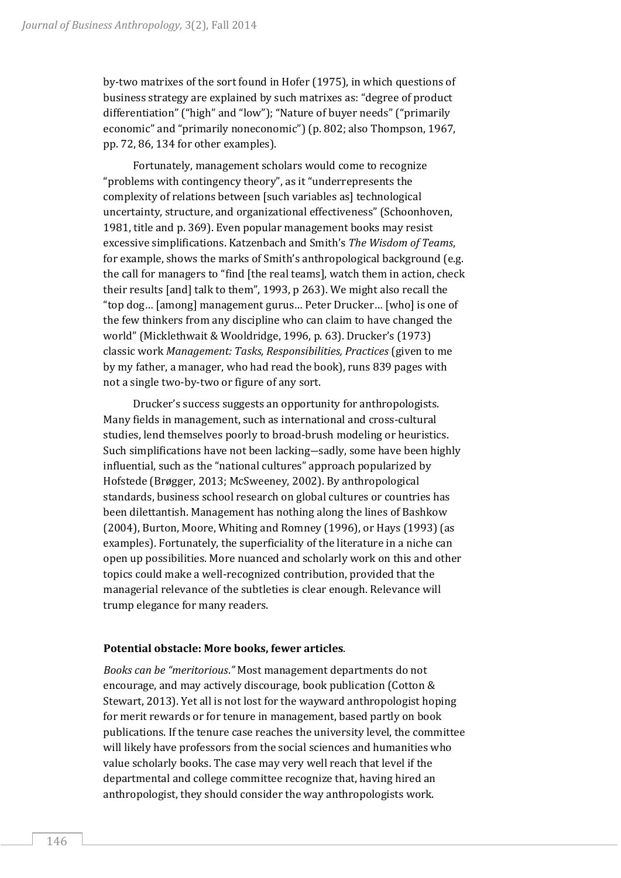by-two matrixes of the sort found in Hofer (1975), in which questions of business strategy are explained by such matrixes as: "degree of product differentiation" ("high" and "low"); "Nature of buyer needs" ("primarily economic" and "primarily noneconomic") (p. 802; also Thompson, 1967, pp. 72, 86, 134 for other examples).

Fortunately, management scholars would come to recognize "problems with contingency theory", as it "underrepresents the complexity of relations between [such variables as] technological uncertainty, structure, and organizational effectiveness" (Schoonhoven, 1981, title and p. 369). Even popular management books may resist excessive simplifications. Katzenbach and Smith's *The Wisdom of Teams*, for example, shows the marks of Smith's anthropological background (e.g. the call for managers to "find [the real teams], watch them in action, check their results [and] talk to them", 1993, p 263). We might also recall the "top dog… [among] management gurus… Peter Drucker… [who] is one of the few thinkers from any discipline who can claim to have changed the world" (Micklethwait & Wooldridge, 1996, p. 63). Drucker's (1973) classic work *Management: Tasks, Responsibilities, Practices* (given to me by my father, a manager, who had read the book), runs 839 pages with not a single two-by-two or figure of any sort.

Drucker's success suggests an opportunity for anthropologists. Many fields in management, such as international and cross-cultural studies, lend themselves poorly to broad-brush modeling or heuristics. Such simplifications have not been lacking—sadly, some have been highly influential, such as the "national cultures" approach popularized by Hofstede (Brøgger, 2013; McSweeney, 2002). By anthropological standards, business school research on global cultures or countries has been dilettantish. Management has nothing along the lines of Bashkow (2004), Burton, Moore, Whiting and Romney (1996), or Hays (1993) (as examples). Fortunately, the superficiality of the literature in a niche can open up possibilities. More nuanced and scholarly work on this and other topics could make a well-recognized contribution, provided that the managerial relevance of the subtleties is clear enough. Relevance will trump elegance for many readers.

### Potential obstacle: More books, fewer articles.

*Books can be "meritorious."* Most management departments do not encourage, and may actively discourage, book publication (Cotton & Stewart, 2013). Yet all is not lost for the wayward anthropologist hoping for merit rewards or for tenure in management, based partly on book publications. If the tenure case reaches the university level, the committee will likely have professors from the social sciences and humanities who value scholarly books. The case may very well reach that level if the departmental and college committee recognize that, having hired an anthropologist, they should consider the way anthropologists work.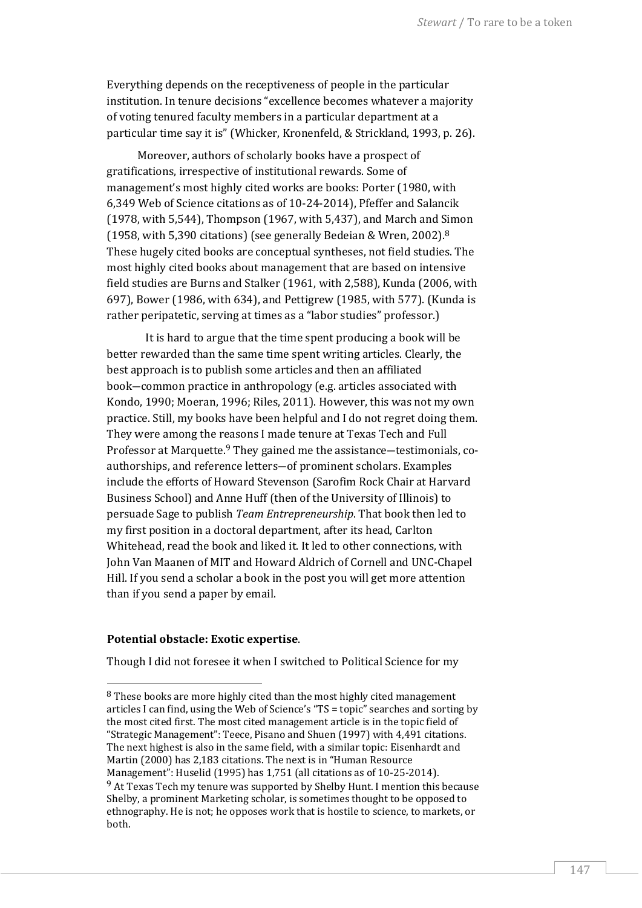Everything depends on the receptiveness of people in the particular institution. In tenure decisions "excellence becomes whatever a majority of voting tenured faculty members in a particular department at a particular time say it is" (Whicker, Kronenfeld, & Strickland, 1993, p. 26).

Moreover, authors of scholarly books have a prospect of gratifications, irrespective of institutional rewards. Some of management's most highly cited works are books: Porter (1980, with 6,349 Web of Science citations as of 10-24-2014), Pfeffer and Salancik (1978, with 5,544), Thompson (1967, with 5,437), and March and Simon (1958, with 5,390 citations) (see generally Bedeian & Wren, 2002).[8] These hugely cited books are conceptual syntheses, not field studies. The most highly cited books about management that are based on intensive field studies are Burns and Stalker (1961, with 2,588), Kunda (2006, with 697), Bower (1986, with 634), and Pettigrew (1985, with 577). (Kunda is rather peripatetic, serving at times as a "labor studies" professor.)

It is hard to argue that the time spent producing a book will be better rewarded than the same time spent writing articles. Clearly, the best approach is to publish some articles and then an affiliated book—common practice in anthropology (e.g. articles associated with Kondo, 1990; Moeran, 1996; Riles, 2011). However, this was not my own practice. Still, my books have been helpful and I do not regret doing them. They were among the reasons I made tenure at Texas Tech and Full Professor at Marquette.[9] They gained me the assistance—testimonials, co-authorships, and reference letters—of prominent scholars. Examples include the efforts of Howard Stevenson (Sarofim Rock Chair at Harvard Business School) and Anne Huff (then of the University of Illinois) to persuade Sage to publish *Team Entrepreneurship*. That book then led to my first position in a doctoral department, after its head, Carlton Whitehead, read the book and liked it. It led to other connections, with John Van Maanen of MIT and Howard Aldrich of Cornell and UNC-Chapel Hill. If you send a scholar a book in the post you will get more attention than if you send a paper by email.

**Potential obstacle: Exotic expertise**.

Though I did not foresee it when I switched to Political Science for my

---

[8] These books are more highly cited than the most highly cited management articles I can find, using the Web of Science's "TS = topic" searches and sorting by the most cited first. The most cited management article is in the topic field of "Strategic Management": Teece, Pisano and Shuen (1997) with 4,491 citations. The next highest is also in the same field, with a similar topic: Eisenhardt and Martin (2000) has 2,183 citations. The next is in "Human Resource Management": Huselid (1995) has 1,751 (all citations as of 10-25-2014).

[9] At Texas Tech my tenure was supported by Shelby Hunt. I mention this because Shelby, a prominent Marketing scholar, is sometimes thought to be opposed to ethnography. He is not; he opposes work that is hostile to science, to markets, or both.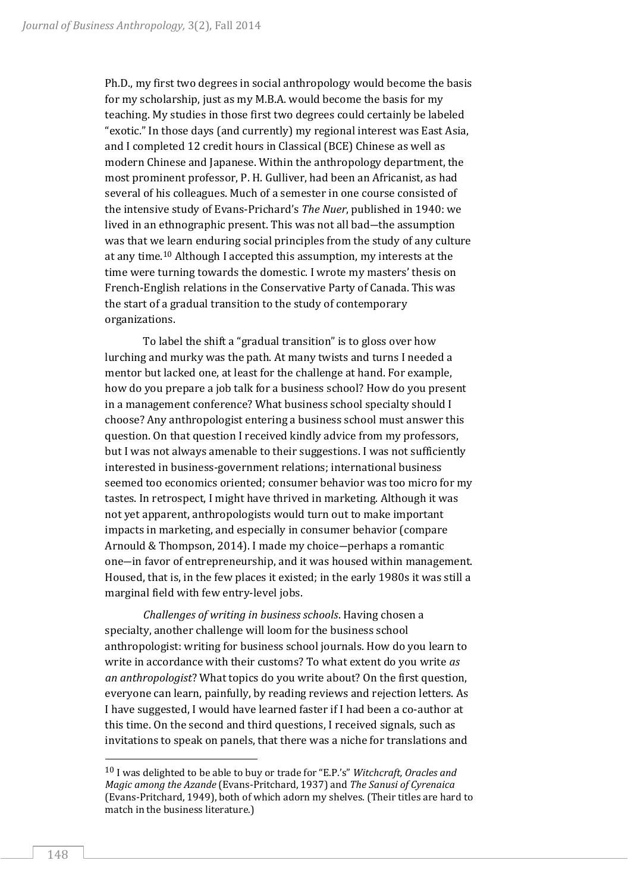Ph.D., my first two degrees in social anthropology would become the basis for my scholarship, just as my M.B.A. would become the basis for my teaching. My studies in those first two degrees could certainly be labeled "exotic." In those days (and currently) my regional interest was East Asia, and I completed 12 credit hours in Classical (BCE) Chinese as well as modern Chinese and Japanese. Within the anthropology department, the most prominent professor, P. H. Gulliver, had been an Africanist, as had several of his colleagues. Much of a semester in one course consisted of the intensive study of Evans-Prichard's *The Nuer*, published in 1940: we lived in an ethnographic present. This was not all bad—the assumption was that we learn enduring social principles from the study of any culture at any time.[10] Although I accepted this assumption, my interests at the time were turning towards the domestic. I wrote my masters' thesis on French-English relations in the Conservative Party of Canada. This was the start of a gradual transition to the study of contemporary organizations.

To label the shift a "gradual transition" is to gloss over how lurching and murky was the path. At many twists and turns I needed a mentor but lacked one, at least for the challenge at hand. For example, how do you prepare a job talk for a business school? How do you present in a management conference? What business school specialty should I choose? Any anthropologist entering a business school must answer this question. On that question I received kindly advice from my professors, but I was not always amenable to their suggestions. I was not sufficiently interested in business-government relations; international business seemed too economics oriented; consumer behavior was too micro for my tastes. In retrospect, I might have thrived in marketing. Although it was not yet apparent, anthropologists would turn out to make important impacts in marketing, and especially in consumer behavior (compare Arnould & Thompson, 2014). I made my choice—perhaps a romantic one—in favor of entrepreneurship, and it was housed within management. Housed, that is, in the few places it existed; in the early 1980s it was still a marginal field with few entry-level jobs.

*Challenges of writing in business schools*. Having chosen a specialty, another challenge will loom for the business school anthropologist: writing for business school journals. How do you learn to write in accordance with their customs? To what extent do you write *as an anthropologist*? What topics do you write about? On the first question, everyone can learn, painfully, by reading reviews and rejection letters. As I have suggested, I would have learned faster if I had been a co-author at this time. On the second and third questions, I received signals, such as invitations to speak on panels, that there was a niche for translations and

---

[10] I was delighted to be able to buy or trade for "E.P.'s" *Witchcraft, Oracles and Magic among the Azande* (Evans-Pritchard, 1937) and *The Sanusi of Cyrenaica* (Evans-Pritchard, 1949), both of which adorn my shelves. (Their titles are hard to match in the business literature.)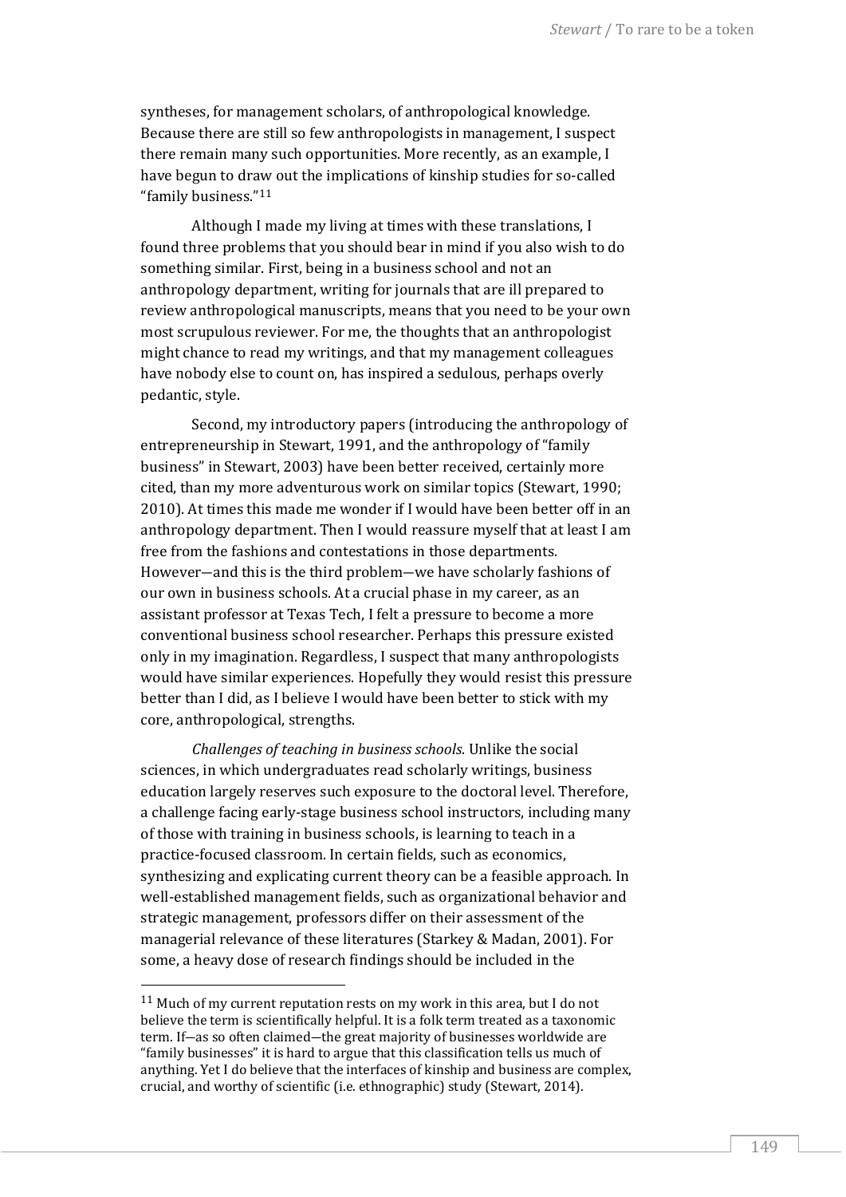syntheses, for management scholars, of anthropological knowledge. Because there are still so few anthropologists in management, I suspect there remain many such opportunities. More recently, as an example, I have begun to draw out the implications of kinship studies for so-called "family business."[11]

Although I made my living at times with these translations, I found three problems that you should bear in mind if you also wish to do something similar. First, being in a business school and not an anthropology department, writing for journals that are ill prepared to review anthropological manuscripts, means that you need to be your own most scrupulous reviewer. For me, the thoughts that an anthropologist might chance to read my writings, and that my management colleagues have nobody else to count on, has inspired a sedulous, perhaps overly pedantic, style.

Second, my introductory papers (introducing the anthropology of entrepreneurship in Stewart, 1991, and the anthropology of "family business" in Stewart, 2003) have been better received, certainly more cited, than my more adventurous work on similar topics (Stewart, 1990; 2010). At times this made me wonder if I would have been better off in an anthropology department. Then I would reassure myself that at least I am free from the fashions and contestations in those departments. However—and this is the third problem—we have scholarly fashions of our own in business schools. At a crucial phase in my career, as an assistant professor at Texas Tech, I felt a pressure to become a more conventional business school researcher. Perhaps this pressure existed only in my imagination. Regardless, I suspect that many anthropologists would have similar experiences. Hopefully they would resist this pressure better than I did, as I believe I would have been better to stick with my core, anthropological, strengths.

*Challenges of teaching in business schools*. Unlike the social sciences, in which undergraduates read scholarly writings, business education largely reserves such exposure to the doctoral level. Therefore, a challenge facing early-stage business school instructors, including many of those with training in business schools, is learning to teach in a practice-focused classroom. In certain fields, such as economics, synthesizing and explicating current theory can be a feasible approach. In well-established management fields, such as organizational behavior and strategic management, professors differ on their assessment of the managerial relevance of these literatures (Starkey & Madan, 2001). For some, a heavy dose of research findings should be included in the

[11] Much of my current reputation rests on my work in this area, but I do not believe the term is scientifically helpful. It is a folk term treated as a taxonomic term. If—as so often claimed—the great majority of businesses worldwide are "family businesses" it is hard to argue that this classification tells us much of anything. Yet I do believe that the interfaces of kinship and business are complex, crucial, and worthy of scientific (i.e. ethnographic) study (Stewart, 2014).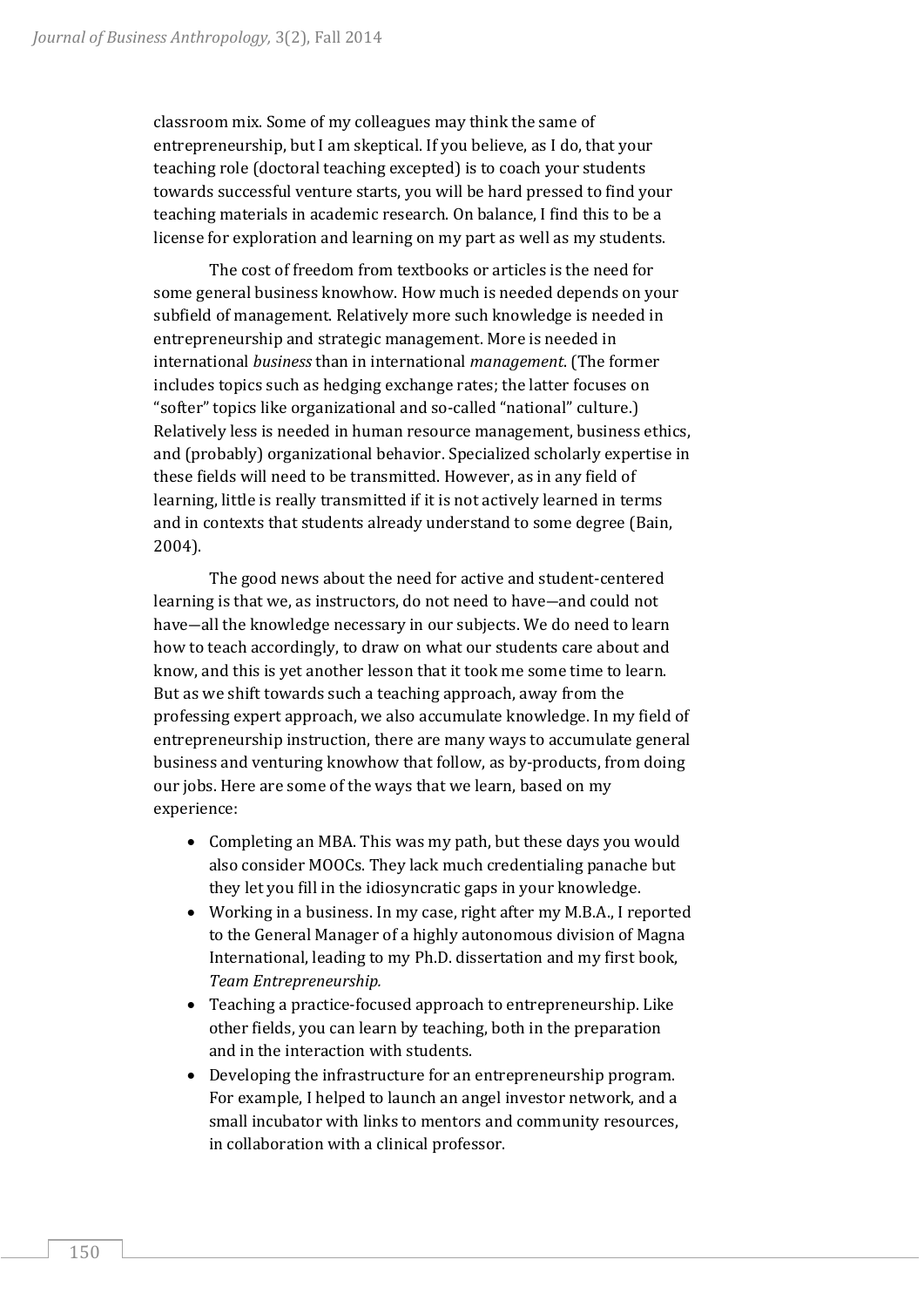classroom mix. Some of my colleagues may think the same of entrepreneurship, but I am skeptical. If you believe, as I do, that your teaching role (doctoral teaching excepted) is to coach your students towards successful venture starts, you will be hard pressed to find your teaching materials in academic research. On balance, I find this to be a license for exploration and learning on my part as well as my students.

The cost of freedom from textbooks or articles is the need for some general business knowhow. How much is needed depends on your subfield of management. Relatively more such knowledge is needed in entrepreneurship and strategic management. More is needed in international *business* than in international *management*. (The former includes topics such as hedging exchange rates; the latter focuses on "softer" topics like organizational and so-called "national" culture.) Relatively less is needed in human resource management, business ethics, and (probably) organizational behavior. Specialized scholarly expertise in these fields will need to be transmitted. However, as in any field of learning, little is really transmitted if it is not actively learned in terms and in contexts that students already understand to some degree (Bain, 2004).

The good news about the need for active and student-centered learning is that we, as instructors, do not need to have—and could not have—all the knowledge necessary in our subjects. We do need to learn how to teach accordingly, to draw on what our students care about and know, and this is yet another lesson that it took me some time to learn. But as we shift towards such a teaching approach, away from the professing expert approach, we also accumulate knowledge. In my field of entrepreneurship instruction, there are many ways to accumulate general business and venturing knowhow that follow, as by-products, from doing our jobs. Here are some of the ways that we learn, based on my experience:

- Completing an MBA. This was my path, but these days you would also consider MOOCs. They lack much credentialing panache but they let you fill in the idiosyncratic gaps in your knowledge.
- Working in a business. In my case, right after my M.B.A., I reported to the General Manager of a highly autonomous division of Magna International, leading to my Ph.D. dissertation and my first book, *Team Entrepreneurship.*
- Teaching a practice-focused approach to entrepreneurship. Like other fields, you can learn by teaching, both in the preparation and in the interaction with students.
- Developing the infrastructure for an entrepreneurship program. For example, I helped to launch an angel investor network, and a small incubator with links to mentors and community resources, in collaboration with a clinical professor.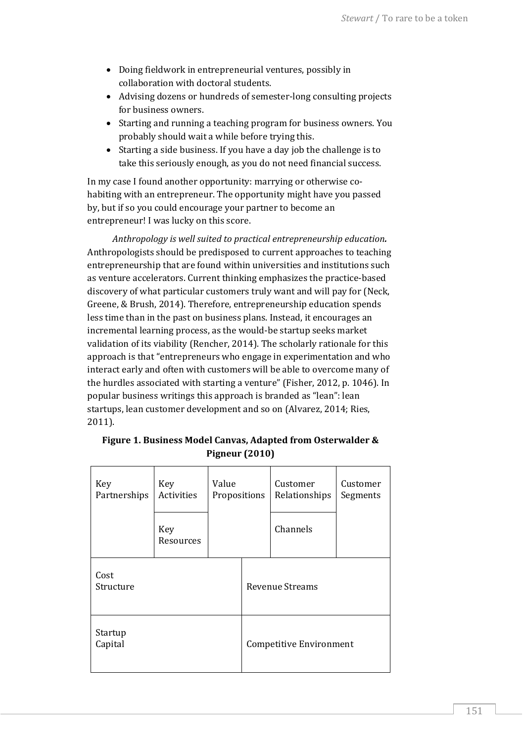- Doing fieldwork in entrepreneurial ventures, possibly in collaboration with doctoral students.
- Advising dozens or hundreds of semester-long consulting projects for business owners.
- Starting and running a teaching program for business owners. You probably should wait a while before trying this.
- Starting a side business. If you have a day job the challenge is to take this seriously enough, as you do not need financial success.

In my case I found another opportunity: marrying or otherwise co-habiting with an entrepreneur. The opportunity might have you passed by, but if so you could encourage your partner to become an entrepreneur! I was lucky on this score.

*Anthropology is well suited to practical entrepreneurship education.* Anthropologists should be predisposed to current approaches to teaching entrepreneurship that are found within universities and institutions such as venture accelerators. Current thinking emphasizes the practice-based discovery of what particular customers truly want and will pay for (Neck, Greene, & Brush, 2014). Therefore, entrepreneurship education spends less time than in the past on business plans. Instead, it encourages an incremental learning process, as the would-be startup seeks market validation of its viability (Rencher, 2014). The scholarly rationale for this approach is that "entrepreneurs who engage in experimentation and who interact early and often with customers will be able to overcome many of the hurdles associated with starting a venture" (Fisher, 2012, p. 1046). In popular business writings this approach is branded as "lean": lean startups, lean customer development and so on (Alvarez, 2014; Ries, 2011).

**Figure 1. Business Model Canvas, Adapted from Osterwalder & Pigneur (2010)**

| Key Partnerships | Key Activities | Value Propositions | Customer Relationships | Customer Segments |
|---|---|---|---|---|
| | Key Resources | | Channels | |
| Cost Structure | | | Revenue Streams | |
| Startup Capital | | | Competitive Environment | |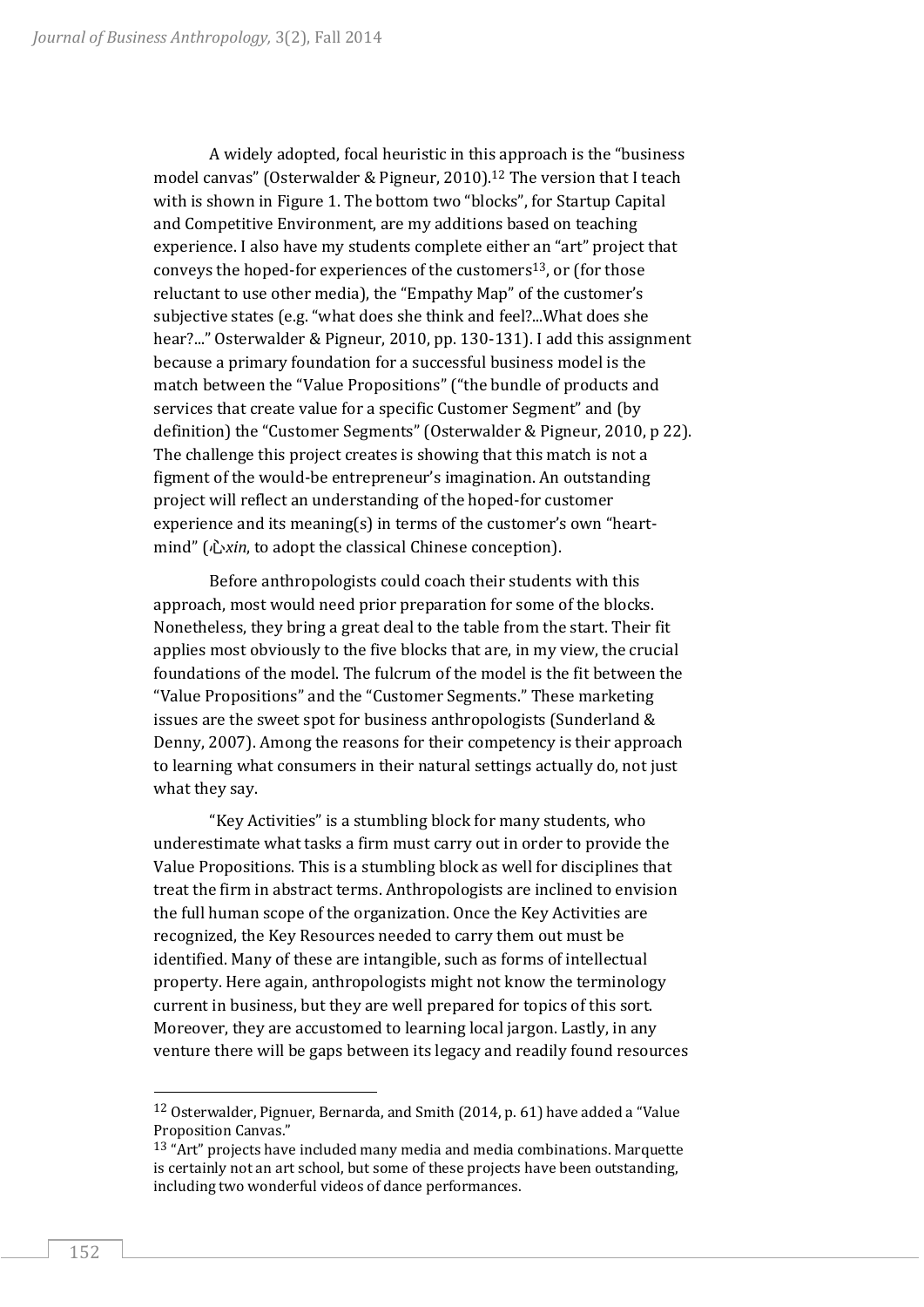A widely adopted, focal heuristic in this approach is the "business model canvas" (Osterwalder & Pigneur, 2010).[12] The version that I teach with is shown in Figure 1. The bottom two "blocks", for Startup Capital and Competitive Environment, are my additions based on teaching experience. I also have my students complete either an "art" project that conveys the hoped-for experiences of the customers[13], or (for those reluctant to use other media), the "Empathy Map" of the customer's subjective states (e.g. "what does she think and feel?...What does she hear?..." Osterwalder & Pigneur, 2010, pp. 130-131). I add this assignment because a primary foundation for a successful business model is the match between the "Value Propositions" ("the bundle of products and services that create value for a specific Customer Segment" and (by definition) the "Customer Segments" (Osterwalder & Pigneur, 2010, p 22). The challenge this project creates is showing that this match is not a figment of the would-be entrepreneur's imagination. An outstanding project will reflect an understanding of the hoped-for customer experience and its meaning(s) in terms of the customer's own "heart-mind" (心*xin*, to adopt the classical Chinese conception).

Before anthropologists could coach their students with this approach, most would need prior preparation for some of the blocks. Nonetheless, they bring a great deal to the table from the start. Their fit applies most obviously to the five blocks that are, in my view, the crucial foundations of the model. The fulcrum of the model is the fit between the "Value Propositions" and the "Customer Segments." These marketing issues are the sweet spot for business anthropologists (Sunderland & Denny, 2007). Among the reasons for their competency is their approach to learning what consumers in their natural settings actually do, not just what they say.

"Key Activities" is a stumbling block for many students, who underestimate what tasks a firm must carry out in order to provide the Value Propositions. This is a stumbling block as well for disciplines that treat the firm in abstract terms. Anthropologists are inclined to envision the full human scope of the organization. Once the Key Activities are recognized, the Key Resources needed to carry them out must be identified. Many of these are intangible, such as forms of intellectual property. Here again, anthropologists might not know the terminology current in business, but they are well prepared for topics of this sort. Moreover, they are accustomed to learning local jargon. Lastly, in any venture there will be gaps between its legacy and readily found resources

---

[12] Osterwalder, Pignuer, Bernarda, and Smith (2014, p. 61) have added a "Value Proposition Canvas."

[13] "Art" projects have included many media and media combinations. Marquette is certainly not an art school, but some of these projects have been outstanding, including two wonderful videos of dance performances.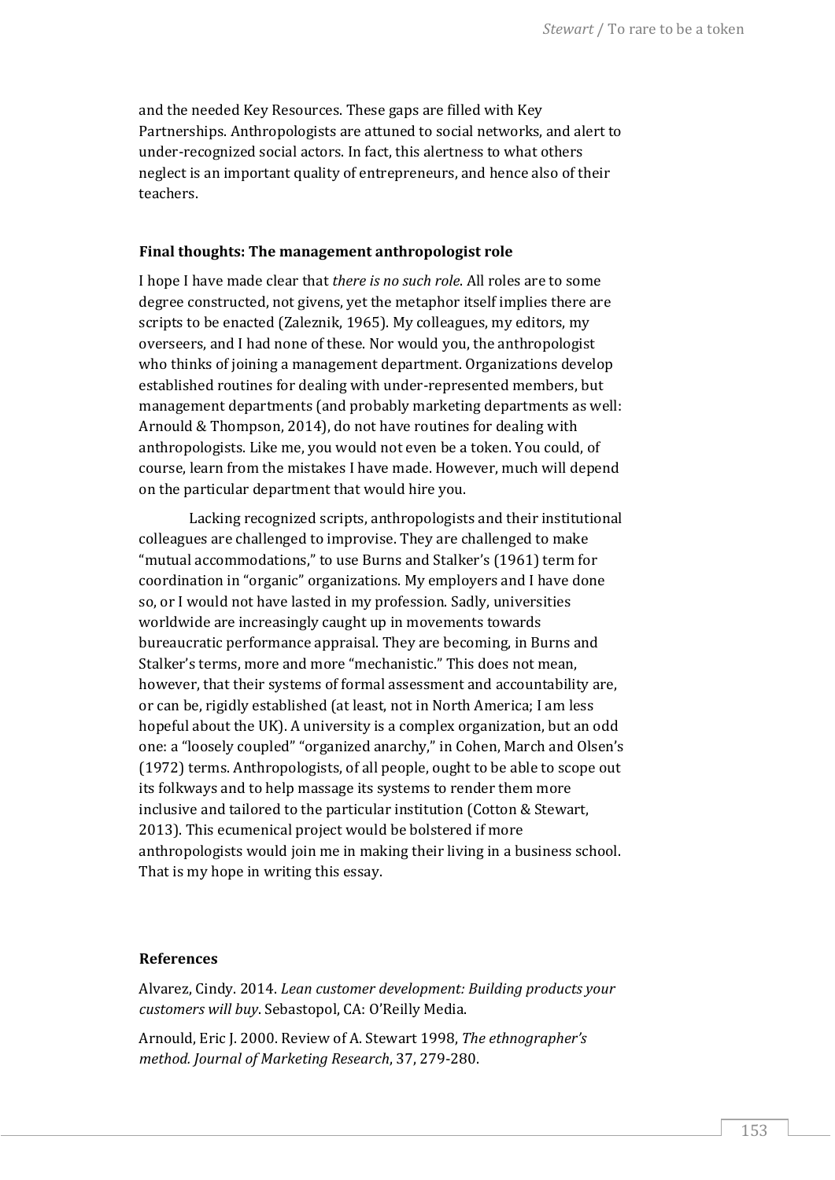and the needed Key Resources. These gaps are filled with Key Partnerships. Anthropologists are attuned to social networks, and alert to under-recognized social actors. In fact, this alertness to what others neglect is an important quality of entrepreneurs, and hence also of their teachers.

### Final thoughts: The management anthropologist role

I hope I have made clear that *there is no such role*. All roles are to some degree constructed, not givens, yet the metaphor itself implies there are scripts to be enacted (Zaleznik, 1965). My colleagues, my editors, my overseers, and I had none of these. Nor would you, the anthropologist who thinks of joining a management department. Organizations develop established routines for dealing with under-represented members, but management departments (and probably marketing departments as well: Arnould & Thompson, 2014), do not have routines for dealing with anthropologists. Like me, you would not even be a token. You could, of course, learn from the mistakes I have made. However, much will depend on the particular department that would hire you.

Lacking recognized scripts, anthropologists and their institutional colleagues are challenged to improvise. They are challenged to make "mutual accommodations," to use Burns and Stalker's (1961) term for coordination in "organic" organizations. My employers and I have done so, or I would not have lasted in my profession. Sadly, universities worldwide are increasingly caught up in movements towards bureaucratic performance appraisal. They are becoming, in Burns and Stalker's terms, more and more "mechanistic." This does not mean, however, that their systems of formal assessment and accountability are, or can be, rigidly established (at least, not in North America; I am less hopeful about the UK). A university is a complex organization, but an odd one: a "loosely coupled" "organized anarchy," in Cohen, March and Olsen's (1972) terms. Anthropologists, of all people, ought to be able to scope out its folkways and to help massage its systems to render them more inclusive and tailored to the particular institution (Cotton & Stewart, 2013). This ecumenical project would be bolstered if more anthropologists would join me in making their living in a business school. That is my hope in writing this essay.

### References

Alvarez, Cindy. 2014. *Lean customer development: Building products your customers will buy*. Sebastopol, CA: O'Reilly Media.

Arnould, Eric J. 2000. Review of A. Stewart 1998, *The ethnographer's method. Journal of Marketing Research*, 37, 279-280.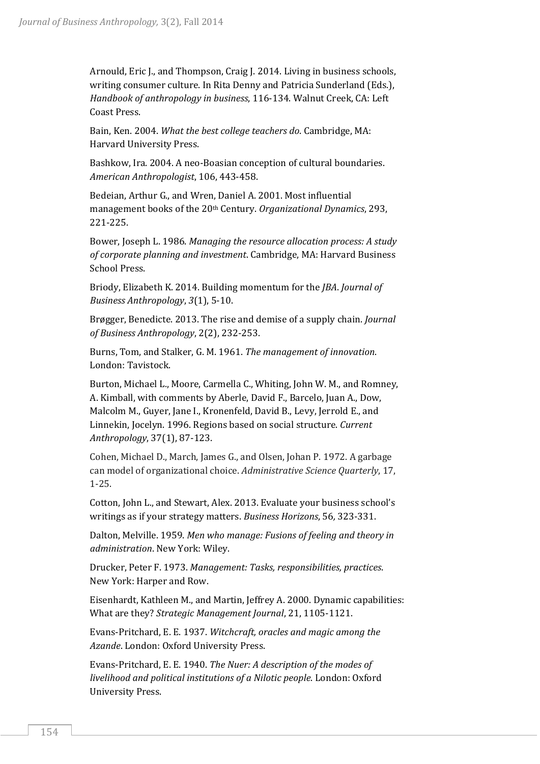Arnould, Eric J., and Thompson, Craig J. 2014. Living in business schools, writing consumer culture. In Rita Denny and Patricia Sunderland (Eds.), *Handbook of anthropology in business*, 116-134. Walnut Creek, CA: Left Coast Press.

Bain, Ken. 2004. *What the best college teachers do*. Cambridge, MA: Harvard University Press.

Bashkow, Ira. 2004. A neo-Boasian conception of cultural boundaries. *American Anthropologist*, 106, 443-458.

Bedeian, Arthur G., and Wren, Daniel A. 2001. Most influential management books of the 20th Century. *Organizational Dynamics*, 293, 221-225.

Bower, Joseph L. 1986. *Managing the resource allocation process: A study of corporate planning and investment*. Cambridge, MA: Harvard Business School Press.

Briody, Elizabeth K. 2014. Building momentum for the *JBA*. *Journal of Business Anthropology*, *3*(1), 5-10.

Brøgger, Benedicte. 2013. The rise and demise of a supply chain. *Journal of Business Anthropology*, 2(2), 232-253.

Burns, Tom, and Stalker, G. M. 1961. *The management of innovation*. London: Tavistock.

Burton, Michael L., Moore, Carmella C., Whiting, John W. M., and Romney, A. Kimball, with comments by Aberle, David F., Barcelo, Juan A., Dow, Malcolm M., Guyer, Jane I., Kronenfeld, David B., Levy, Jerrold E., and Linnekin, Jocelyn. 1996. Regions based on social structure. *Current Anthropology*, 37(1), 87-123.

Cohen, Michael D., March, James G., and Olsen, Johan P. 1972. A garbage can model of organizational choice. *Administrative Science Quarterly*, 17, 1-25.

Cotton, John L., and Stewart, Alex. 2013. Evaluate your business school's writings as if your strategy matters. *Business Horizons*, 56, 323-331.

Dalton, Melville. 1959. *Men who manage: Fusions of feeling and theory in administration*. New York: Wiley.

Drucker, Peter F. 1973. *Management: Tasks, responsibilities, practices*. New York: Harper and Row.

Eisenhardt, Kathleen M., and Martin, Jeffrey A. 2000. Dynamic capabilities: What are they? *Strategic Management Journal*, 21, 1105-1121.

Evans-Pritchard, E. E. 1937. *Witchcraft, oracles and magic among the Azande*. London: Oxford University Press.

Evans-Pritchard, E. E. 1940. *The Nuer: A description of the modes of livelihood and political institutions of a Nilotic people*. London: Oxford University Press.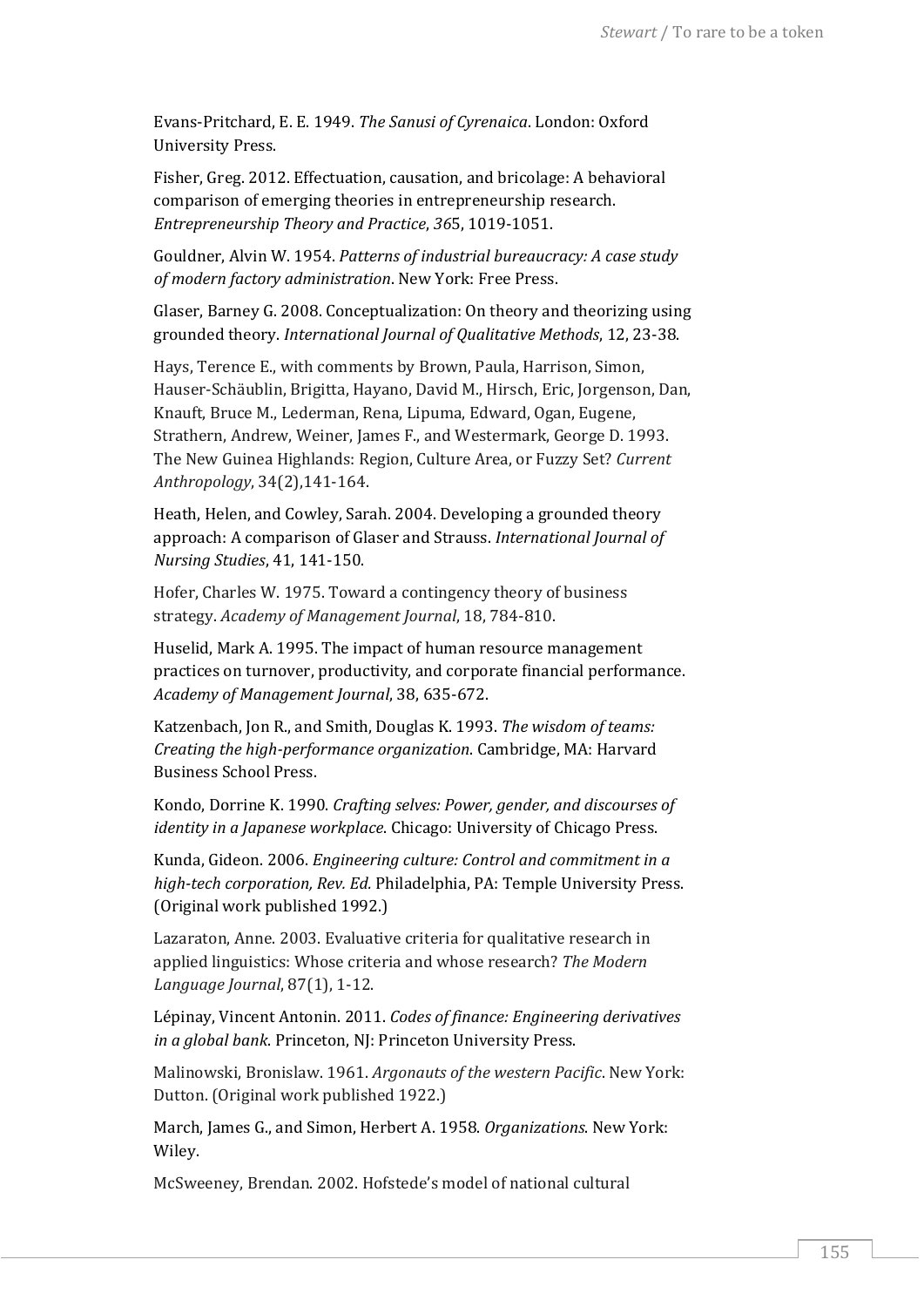Evans-Pritchard, E. E. 1949. *The Sanusi of Cyrenaica*. London: Oxford University Press.

Fisher, Greg. 2012. Effectuation, causation, and bricolage: A behavioral comparison of emerging theories in entrepreneurship research. *Entrepreneurship Theory and Practice*, *36*5, 1019-1051.

Gouldner, Alvin W. 1954. *Patterns of industrial bureaucracy: A case study of modern factory administration*. New York: Free Press.

Glaser, Barney G. 2008. Conceptualization: On theory and theorizing using grounded theory. *International Journal of Qualitative Methods*, 12, 23-38.

Hays, Terence E., with comments by Brown, Paula, Harrison, Simon, Hauser-Schäublin, Brigitta, Hayano, David M., Hirsch, Eric, Jorgenson, Dan, Knauft, Bruce M., Lederman, Rena, Lipuma, Edward, Ogan, Eugene, Strathern, Andrew, Weiner, James F., and Westermark, George D. 1993. The New Guinea Highlands: Region, Culture Area, or Fuzzy Set? *Current Anthropology*, 34(2),141-164.

Heath, Helen, and Cowley, Sarah. 2004. Developing a grounded theory approach: A comparison of Glaser and Strauss. *International Journal of Nursing Studies*, 41, 141-150.

Hofer, Charles W. 1975. Toward a contingency theory of business strategy. *Academy of Management Journal*, 18, 784-810.

Huselid, Mark A. 1995. The impact of human resource management practices on turnover, productivity, and corporate financial performance. *Academy of Management Journal*, 38, 635-672.

Katzenbach, Jon R., and Smith, Douglas K. 1993. *The wisdom of teams: Creating the high-performance organization*. Cambridge, MA: Harvard Business School Press.

Kondo, Dorrine K. 1990. *Crafting selves: Power, gender, and discourses of identity in a Japanese workplace*. Chicago: University of Chicago Press.

Kunda, Gideon. 2006. *Engineering culture: Control and commitment in a high-tech corporation, Rev. Ed.* Philadelphia, PA: Temple University Press. (Original work published 1992.)

Lazaraton, Anne. 2003. Evaluative criteria for qualitative research in applied linguistics: Whose criteria and whose research? *The Modern Language Journal*, 87(1), 1-12.

Lépinay, Vincent Antonin. 2011. *Codes of finance: Engineering derivatives in a global bank*. Princeton, NJ: Princeton University Press.

Malinowski, Bronislaw. 1961. *Argonauts of the western Pacific*. New York: Dutton. (Original work published 1922.)

March, James G., and Simon, Herbert A. 1958. *Organizations*. New York: Wiley.

McSweeney, Brendan. 2002. Hofstede's model of national cultural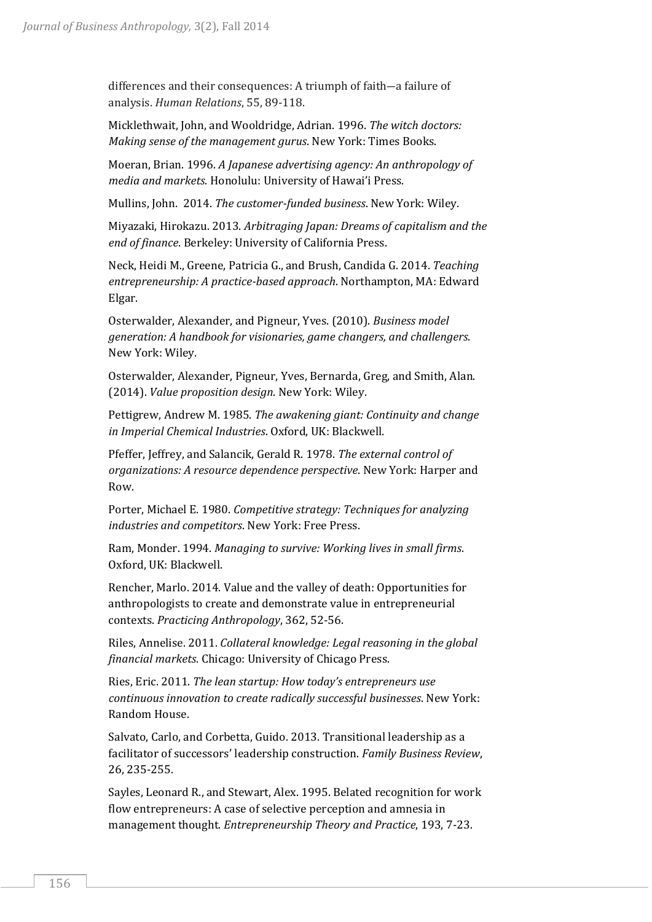differences and their consequences: A triumph of faith—a failure of analysis. *Human Relations*, 55, 89-118.

Micklethwait, John, and Wooldridge, Adrian. 1996. *The witch doctors: Making sense of the management gurus*. New York: Times Books.

Moeran, Brian. 1996. *A Japanese advertising agency: An anthropology of media and markets*. Honolulu: University of Hawai'i Press.

Mullins, John. 2014. *The customer-funded business*. New York: Wiley.

Miyazaki, Hirokazu. 2013. *Arbitraging Japan: Dreams of capitalism and the end of finance*. Berkeley: University of California Press.

Neck, Heidi M., Greene, Patricia G., and Brush, Candida G. 2014. *Teaching entrepreneurship: A practice-based approach*. Northampton, MA: Edward Elgar.

Osterwalder, Alexander, and Pigneur, Yves. (2010). *Business model generation: A handbook for visionaries, game changers, and challengers*. New York: Wiley.

Osterwalder, Alexander, Pigneur, Yves, Bernarda, Greg, and Smith, Alan. (2014). *Value proposition design*. New York: Wiley.

Pettigrew, Andrew M. 1985. *The awakening giant: Continuity and change in Imperial Chemical Industries*. Oxford, UK: Blackwell.

Pfeffer, Jeffrey, and Salancik, Gerald R. 1978. *The external control of organizations: A resource dependence perspective*. New York: Harper and Row.

Porter, Michael E. 1980. *Competitive strategy: Techniques for analyzing industries and competitors*. New York: Free Press.

Ram, Monder. 1994. *Managing to survive: Working lives in small firms*. Oxford, UK: Blackwell.

Rencher, Marlo. 2014. Value and the valley of death: Opportunities for anthropologists to create and demonstrate value in entrepreneurial contexts. *Practicing Anthropology*, 362, 52-56.

Riles, Annelise. 2011. *Collateral knowledge: Legal reasoning in the global financial markets*. Chicago: University of Chicago Press.

Ries, Eric. 2011. *The lean startup: How today's entrepreneurs use continuous innovation to create radically successful businesses*. New York: Random House.

Salvato, Carlo, and Corbetta, Guido. 2013. Transitional leadership as a facilitator of successors' leadership construction. *Family Business Review*, 26, 235-255.

Sayles, Leonard R., and Stewart, Alex. 1995. Belated recognition for work flow entrepreneurs: A case of selective perception and amnesia in management thought. *Entrepreneurship Theory and Practice*, 193, 7-23.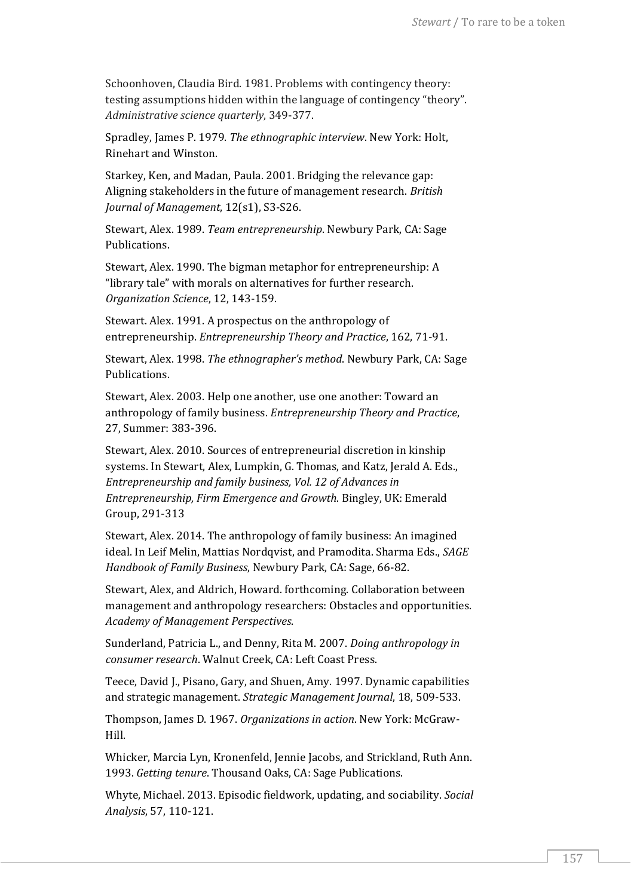Schoonhoven, Claudia Bird. 1981. Problems with contingency theory: testing assumptions hidden within the language of contingency "theory". *Administrative science quarterly*, 349-377.

Spradley, James P. 1979. *The ethnographic interview*. New York: Holt, Rinehart and Winston.

Starkey, Ken, and Madan, Paula. 2001. Bridging the relevance gap: Aligning stakeholders in the future of management research. *British Journal of Management*, 12(s1), S3-S26.

Stewart, Alex. 1989. *Team entrepreneurship*. Newbury Park, CA: Sage Publications.

Stewart, Alex. 1990. The bigman metaphor for entrepreneurship: A "library tale" with morals on alternatives for further research. *Organization Science*, 12, 143-159.

Stewart. Alex. 1991. A prospectus on the anthropology of entrepreneurship. *Entrepreneurship Theory and Practice*, 162, 71-91.

Stewart, Alex. 1998. *The ethnographer's method*. Newbury Park, CA: Sage Publications.

Stewart, Alex. 2003. Help one another, use one another: Toward an anthropology of family business. *Entrepreneurship Theory and Practice*, 27, Summer: 383-396.

Stewart, Alex. 2010. Sources of entrepreneurial discretion in kinship systems. In Stewart, Alex, Lumpkin, G. Thomas, and Katz, Jerald A. Eds., *Entrepreneurship and family business, Vol. 12 of Advances in Entrepreneurship, Firm Emergence and Growth*. Bingley, UK: Emerald Group, 291-313

Stewart, Alex. 2014. The anthropology of family business: An imagined ideal. In Leif Melin, Mattias Nordqvist, and Pramodita. Sharma Eds., *SAGE Handbook of Family Business*, Newbury Park, CA: Sage, 66-82.

Stewart, Alex, and Aldrich, Howard. forthcoming. Collaboration between management and anthropology researchers: Obstacles and opportunities. *Academy of Management Perspectives*.

Sunderland, Patricia L., and Denny, Rita M. 2007. *Doing anthropology in consumer research*. Walnut Creek, CA: Left Coast Press.

Teece, David J., Pisano, Gary, and Shuen, Amy. 1997. Dynamic capabilities and strategic management. *Strategic Management Journal*, 18, 509-533.

Thompson, James D. 1967. *Organizations in action*. New York: McGraw-Hill.

Whicker, Marcia Lyn, Kronenfeld, Jennie Jacobs, and Strickland, Ruth Ann. 1993. *Getting tenure*. Thousand Oaks, CA: Sage Publications.

Whyte, Michael. 2013. Episodic fieldwork, updating, and sociability. *Social Analysis*, 57, 110-121.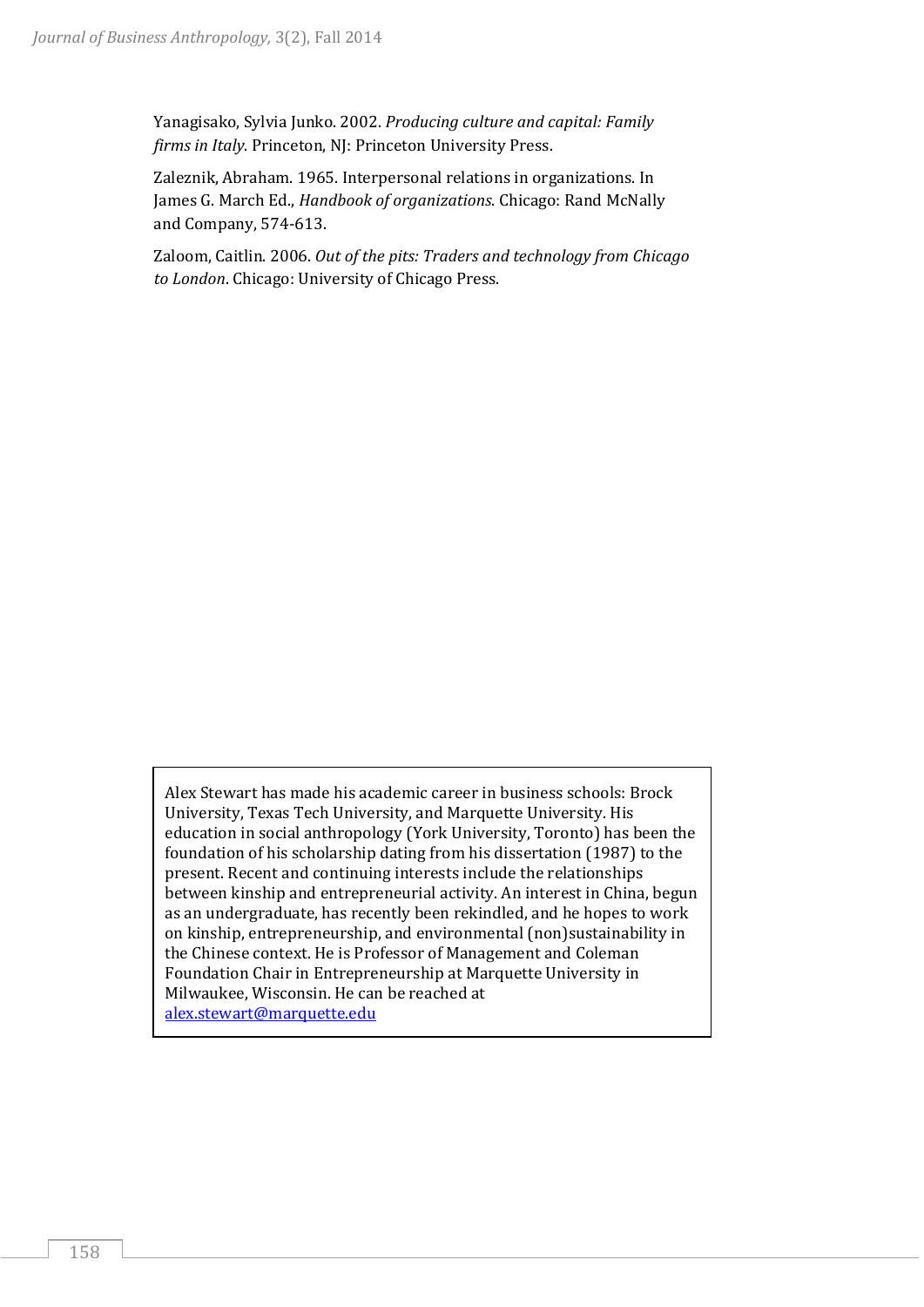Yanagisako, Sylvia Junko. 2002. *Producing culture and capital: Family firms in Italy*. Princeton, NJ: Princeton University Press.

Zaleznik, Abraham. 1965. Interpersonal relations in organizations. In James G. March Ed., *Handbook of organizations*. Chicago: Rand McNally and Company, 574-613.

Zaloom, Caitlin. 2006. *Out of the pits: Traders and technology from Chicago to London*. Chicago: University of Chicago Press.

Alex Stewart has made his academic career in business schools: Brock University, Texas Tech University, and Marquette University. His education in social anthropology (York University, Toronto) has been the foundation of his scholarship dating from his dissertation (1987) to the present. Recent and continuing interests include the relationships between kinship and entrepreneurial activity. An interest in China, begun as an undergraduate, has recently been rekindled, and he hopes to work on kinship, entrepreneurship, and environmental (non)sustainability in the Chinese context. He is Professor of Management and Coleman Foundation Chair in Entrepreneurship at Marquette University in Milwaukee, Wisconsin. He can be reached at alex.stewart@marquette.edu